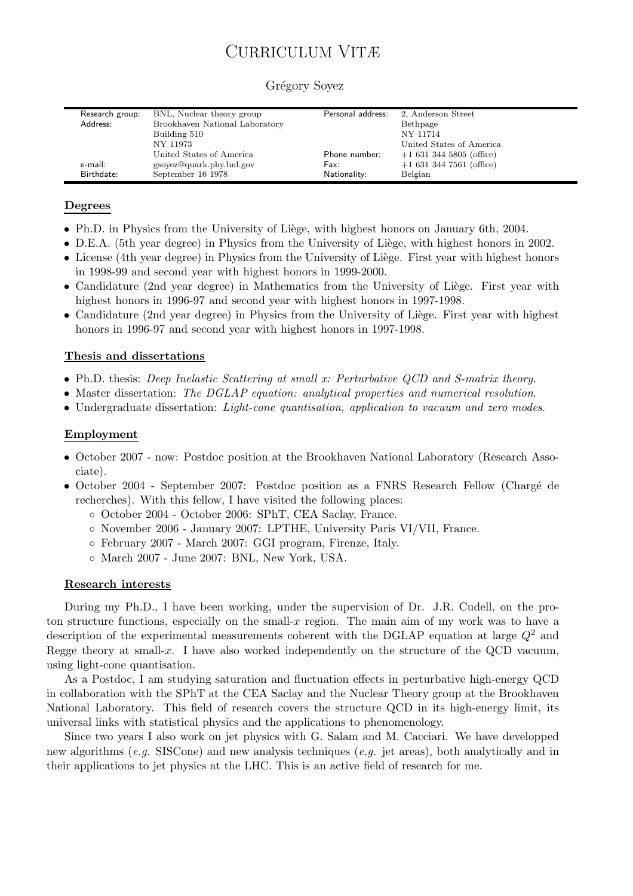# Curriculum Vitæ

Grégory Soyez

| Research group: | BNL, Nuclear theory group | Personal address: | 2, Anderson Street |
|---|---|---|---|
| Address: | Brookhaven National Laboratory | | Bethpage |
| | Building 510 | | NY 11714 |
| | NY 11973 | | United States of America |
| | United States of America | Phone number: | +1 631 344 5805 (office) |
| e-mail: | gsoyez@quark.phy.bnl.gov | Fax: | +1 631 344 7561 (office) |
| Birthdate: | September 16 1978 | Nationality: | Belgian |

## Degrees

- Ph.D. in Physics from the University of Liège, with highest honors on January 6th, 2004.
- D.E.A. (5th year degree) in Physics from the University of Liège, with highest honors in 2002.
- License (4th year degree) in Physics from the University of Liège. First year with highest honors in 1998-99 and second year with highest honors in 1999-2000.
- Candidature (2nd year degree) in Mathematics from the University of Liège. First year with highest honors in 1996-97 and second year with highest honors in 1997-1998.
- Candidature (2nd year degree) in Physics from the University of Liège. First year with highest honors in 1996-97 and second year with highest honors in 1997-1998.

## Thesis and dissertations

- Ph.D. thesis: *Deep Inelastic Scattering at small x: Perturbative QCD and S-matrix theory*.
- Master dissertation: *The DGLAP equation: analytical properties and numerical resolution*.
- Undergraduate dissertation: *Light-cone quantisation, application to vacuum and zero modes*.

## Employment

- October 2007 - now: Postdoc position at the Brookhaven National Laboratory (Research Associate).
- October 2004 - September 2007: Postdoc position as a FNRS Research Fellow (Chargé de recherches). With this fellow, I have visited the following places:
  - October 2004 - October 2006: SPhT, CEA Saclay, France.
  - November 2006 - January 2007: LPTHE, University Paris VI/VII, France.
  - February 2007 - March 2007: GGI program, Firenze, Italy.
  - March 2007 - June 2007: BNL, New York, USA.

## Research interests

During my Ph.D., I have been working, under the supervision of Dr. J.R. Cudell, on the proton structure functions, especially on the small-$x$ region. The main aim of my work was to have a description of the experimental measurements coherent with the DGLAP equation at large $Q^2$ and Regge theory at small-$x$. I have also worked independently on the structure of the QCD vacuum, using light-cone quantisation.

As a Postdoc, I am studying saturation and fluctuation effects in perturbative high-energy QCD in collaboration with the SPhT at the CEA Saclay and the Nuclear Theory group at the Brookhaven National Laboratory. This field of research covers the structure QCD in its high-energy limit, its universal links with statistical physics and the applications to phenomenology.

Since two years I also work on jet physics with G. Salam and M. Cacciari. We have developped new algorithms (*e.g.* SISCone) and new analysis techniques (*e.g.* jet areas), both analytically and in their applications to jet physics at the LHC. This is an active field of research for me.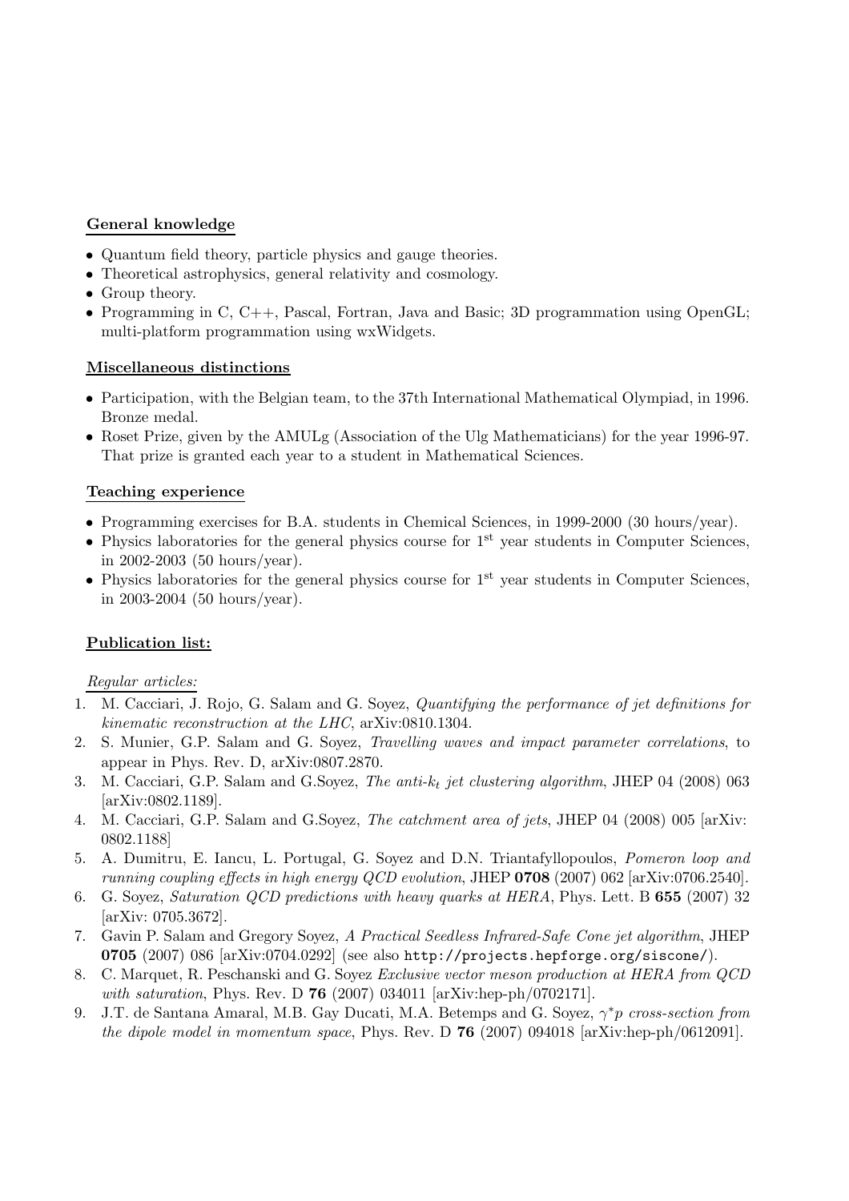**General knowledge**

- Quantum field theory, particle physics and gauge theories.
- Theoretical astrophysics, general relativity and cosmology.
- Group theory.
- Programming in C, C++, Pascal, Fortran, Java and Basic; 3D programmation using OpenGL; multi-platform programmation using wxWidgets.

**Miscellaneous distinctions**

- Participation, with the Belgian team, to the 37th International Mathematical Olympiad, in 1996. Bronze medal.
- Roset Prize, given by the AMULg (Association of the Ulg Mathematicians) for the year 1996-97. That prize is granted each year to a student in Mathematical Sciences.

**Teaching experience**

- Programming exercises for B.A. students in Chemical Sciences, in 1999-2000 (30 hours/year).
- Physics laboratories for the general physics course for 1$^{st}$ year students in Computer Sciences, in 2002-2003 (50 hours/year).
- Physics laboratories for the general physics course for 1$^{st}$ year students in Computer Sciences, in 2003-2004 (50 hours/year).

**Publication list:**

*Regular articles:*

1. M. Cacciari, J. Rojo, G. Salam and G. Soyez, *Quantifying the performance of jet definitions for kinematic reconstruction at the LHC*, arXiv:0810.1304.
2. S. Munier, G.P. Salam and G. Soyez, *Travelling waves and impact parameter correlations*, to appear in Phys. Rev. D, arXiv:0807.2870.
3. M. Cacciari, G.P. Salam and G.Soyez, *The anti-$k_t$ jet clustering algorithm*, JHEP 04 (2008) 063 [arXiv:0802.1189].
4. M. Cacciari, G.P. Salam and G.Soyez, *The catchment area of jets*, JHEP 04 (2008) 005 [arXiv: 0802.1188]
5. A. Dumitru, E. Iancu, L. Portugal, G. Soyez and D.N. Triantafyllopoulos, *Pomeron loop and running coupling effects in high energy QCD evolution*, JHEP **0708** (2007) 062 [arXiv:0706.2540].
6. G. Soyez, *Saturation QCD predictions with heavy quarks at HERA*, Phys. Lett. B **655** (2007) 32 [arXiv: 0705.3672].
7. Gavin P. Salam and Gregory Soyez, *A Practical Seedless Infrared-Safe Cone jet algorithm*, JHEP **0705** (2007) 086 [arXiv:0704.0292] (see also `http://projects.hepforge.org/siscone/`).
8. C. Marquet, R. Peschanski and G. Soyez *Exclusive vector meson production at HERA from QCD with saturation*, Phys. Rev. D **76** (2007) 034011 [arXiv:hep-ph/0702171].
9. J.T. de Santana Amaral, M.B. Gay Ducati, M.A. Betemps and G. Soyez, *$\gamma^{*}p$ cross-section from the dipole model in momentum space*, Phys. Rev. D **76** (2007) 094018 [arXiv:hep-ph/0612091].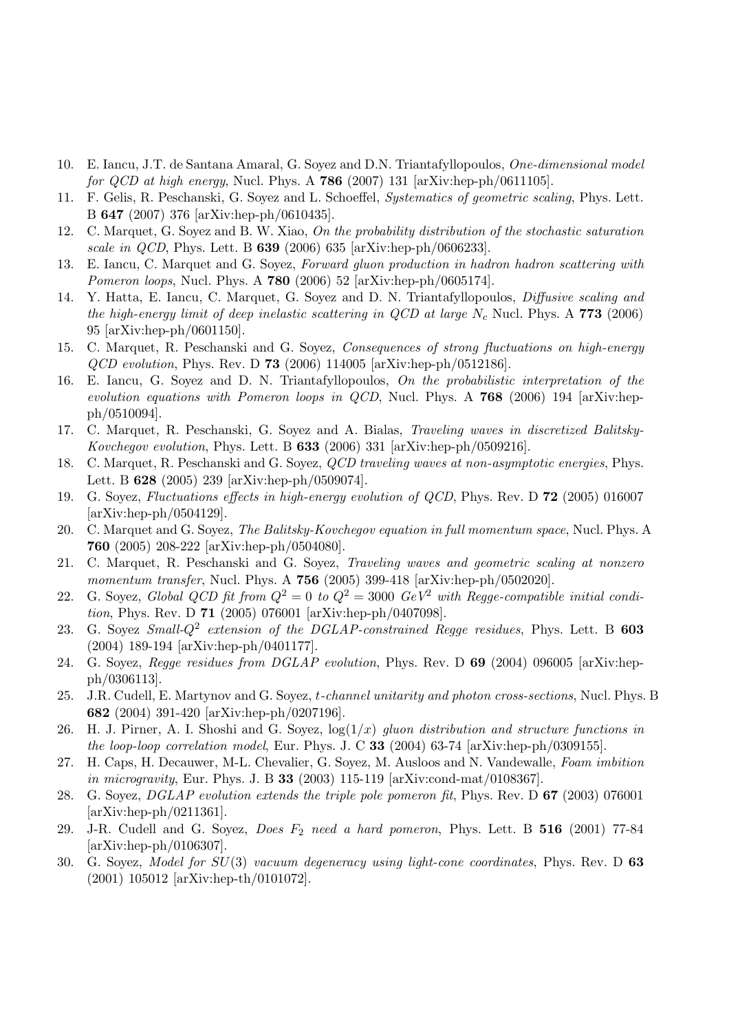10. E. Iancu, J.T. de Santana Amaral, G. Soyez and D.N. Triantafyllopoulos, *One-dimensional model for QCD at high energy*, Nucl. Phys. A **786** (2007) 131 [arXiv:hep-ph/0611105].
11. F. Gelis, R. Peschanski, G. Soyez and L. Schoeffel, *Systematics of geometric scaling*, Phys. Lett. B **647** (2007) 376 [arXiv:hep-ph/0610435].
12. C. Marquet, G. Soyez and B. W. Xiao, *On the probability distribution of the stochastic saturation scale in QCD*, Phys. Lett. B **639** (2006) 635 [arXiv:hep-ph/0606233].
13. E. Iancu, C. Marquet and G. Soyez, *Forward gluon production in hadron hadron scattering with Pomeron loops*, Nucl. Phys. A **780** (2006) 52 [arXiv:hep-ph/0605174].
14. Y. Hatta, E. Iancu, C. Marquet, G. Soyez and D. N. Triantafyllopoulos, *Diffusive scaling and the high-energy limit of deep inelastic scattering in QCD at large $N_c$* Nucl. Phys. A **773** (2006) 95 [arXiv:hep-ph/0601150].
15. C. Marquet, R. Peschanski and G. Soyez, *Consequences of strong fluctuations on high-energy QCD evolution*, Phys. Rev. D **73** (2006) 114005 [arXiv:hep-ph/0512186].
16. E. Iancu, G. Soyez and D. N. Triantafyllopoulos, *On the probabilistic interpretation of the evolution equations with Pomeron loops in QCD*, Nucl. Phys. A **768** (2006) 194 [arXiv:hep-ph/0510094].
17. C. Marquet, R. Peschanski, G. Soyez and A. Bialas, *Traveling waves in discretized Balitsky-Kovchegov evolution*, Phys. Lett. B **633** (2006) 331 [arXiv:hep-ph/0509216].
18. C. Marquet, R. Peschanski and G. Soyez, *QCD traveling waves at non-asymptotic energies*, Phys. Lett. B **628** (2005) 239 [arXiv:hep-ph/0509074].
19. G. Soyez, *Fluctuations effects in high-energy evolution of QCD*, Phys. Rev. D **72** (2005) 016007 [arXiv:hep-ph/0504129].
20. C. Marquet and G. Soyez, *The Balitsky-Kovchegov equation in full momentum space*, Nucl. Phys. A **760** (2005) 208-222 [arXiv:hep-ph/0504080].
21. C. Marquet, R. Peschanski and G. Soyez, *Traveling waves and geometric scaling at nonzero momentum transfer*, Nucl. Phys. A **756** (2005) 399-418 [arXiv:hep-ph/0502020].
22. G. Soyez, *Global QCD fit from $Q^2 = 0$ to $Q^2 = 3000$ $GeV^2$ with Regge-compatible initial condition*, Phys. Rev. D **71** (2005) 076001 [arXiv:hep-ph/0407098].
23. G. Soyez *Small-$Q^2$ extension of the DGLAP-constrained Regge residues*, Phys. Lett. B **603** (2004) 189-194 [arXiv:hep-ph/0401177].
24. G. Soyez, *Regge residues from DGLAP evolution*, Phys. Rev. D **69** (2004) 096005 [arXiv:hep-ph/0306113].
25. J.R. Cudell, E. Martynov and G. Soyez, *t-channel unitarity and photon cross-sections*, Nucl. Phys. B **682** (2004) 391-420 [arXiv:hep-ph/0207196].
26. H. J. Pirner, A. I. Shoshi and G. Soyez, *$\log(1/x)$ gluon distribution and structure functions in the loop-loop correlation model*, Eur. Phys. J. C **33** (2004) 63-74 [arXiv:hep-ph/0309155].
27. H. Caps, H. Decauwer, M-L. Chevalier, G. Soyez, M. Ausloos and N. Vandewalle, *Foam imbition in microgravity*, Eur. Phys. J. B **33** (2003) 115-119 [arXiv:cond-mat/0108367].
28. G. Soyez, *DGLAP evolution extends the triple pole pomeron fit*, Phys. Rev. D **67** (2003) 076001 [arXiv:hep-ph/0211361].
29. J-R. Cudell and G. Soyez, *Does $F_2$ need a hard pomeron*, Phys. Lett. B **516** (2001) 77-84 [arXiv:hep-ph/0106307].
30. G. Soyez, *Model for $SU(3)$ vacuum degeneracy using light-cone coordinates*, Phys. Rev. D **63** (2001) 105012 [arXiv:hep-th/0101072].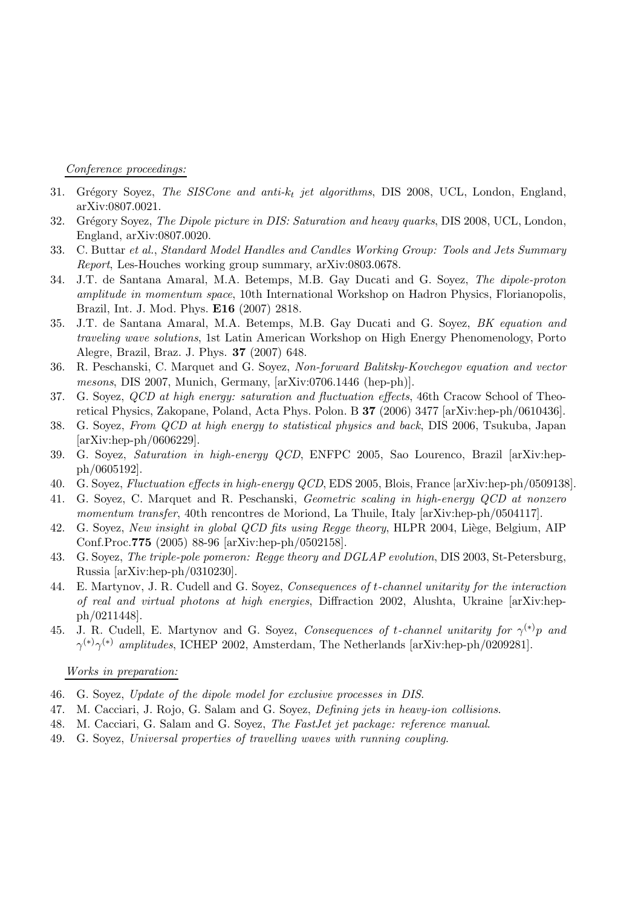*Conference proceedings:*

31. Grégory Soyez, *The SISCone and anti-$k_t$ jet algorithms*, DIS 2008, UCL, London, England, arXiv:0807.0021.
32. Grégory Soyez, *The Dipole picture in DIS: Saturation and heavy quarks*, DIS 2008, UCL, London, England, arXiv:0807.0020.
33. C. Buttar *et al.*, *Standard Model Handles and Candles Working Group: Tools and Jets Summary Report*, Les-Houches working group summary, arXiv:0803.0678.
34. J.T. de Santana Amaral, M.A. Betemps, M.B. Gay Ducati and G. Soyez, *The dipole-proton amplitude in momentum space*, 10th International Workshop on Hadron Physics, Florianopolis, Brazil, Int. J. Mod. Phys. **E16** (2007) 2818.
35. J.T. de Santana Amaral, M.A. Betemps, M.B. Gay Ducati and G. Soyez, *BK equation and traveling wave solutions*, 1st Latin American Workshop on High Energy Phenomenology, Porto Alegre, Brazil, Braz. J. Phys. **37** (2007) 648.
36. R. Peschanski, C. Marquet and G. Soyez, *Non-forward Balitsky-Kovchegov equation and vector mesons*, DIS 2007, Munich, Germany, [arXiv:0706.1446 (hep-ph)].
37. G. Soyez, *QCD at high energy: saturation and fluctuation effects*, 46th Cracow School of Theoretical Physics, Zakopane, Poland, Acta Phys. Polon. B **37** (2006) 3477 [arXiv:hep-ph/0610436].
38. G. Soyez, *From QCD at high energy to statistical physics and back*, DIS 2006, Tsukuba, Japan [arXiv:hep-ph/0606229].
39. G. Soyez, *Saturation in high-energy QCD*, ENFPC 2005, Sao Lourenco, Brazil [arXiv:hep-ph/0605192].
40. G. Soyez, *Fluctuation effects in high-energy QCD*, EDS 2005, Blois, France [arXiv:hep-ph/0509138].
41. G. Soyez, C. Marquet and R. Peschanski, *Geometric scaling in high-energy QCD at nonzero momentum transfer*, 40th rencontres de Moriond, La Thuile, Italy [arXiv:hep-ph/0504117].
42. G. Soyez, *New insight in global QCD fits using Regge theory*, HLPR 2004, Liège, Belgium, AIP Conf.Proc.**775** (2005) 88-96 [arXiv:hep-ph/0502158].
43. G. Soyez, *The triple-pole pomeron: Regge theory and DGLAP evolution*, DIS 2003, St-Petersburg, Russia [arXiv:hep-ph/0310230].
44. E. Martynov, J. R. Cudell and G. Soyez, *Consequences of $t$-channel unitarity for the interaction of real and virtual photons at high energies*, Diffraction 2002, Alushta, Ukraine [arXiv:hep-ph/0211448].
45. J. R. Cudell, E. Martynov and G. Soyez, *Consequences of $t$-channel unitarity for $\gamma^{(*)}p$ and $\gamma^{(*)}\gamma^{(*)}$ amplitudes*, ICHEP 2002, Amsterdam, The Netherlands [arXiv:hep-ph/0209281].

*Works in preparation:*

46. G. Soyez, *Update of the dipole model for exclusive processes in DIS.*
47. M. Cacciari, J. Rojo, G. Salam and G. Soyez, *Defining jets in heavy-ion collisions.*
48. M. Cacciari, G. Salam and G. Soyez, *The FastJet jet package: reference manual.*
49. G. Soyez, *Universal properties of travelling waves with running coupling.*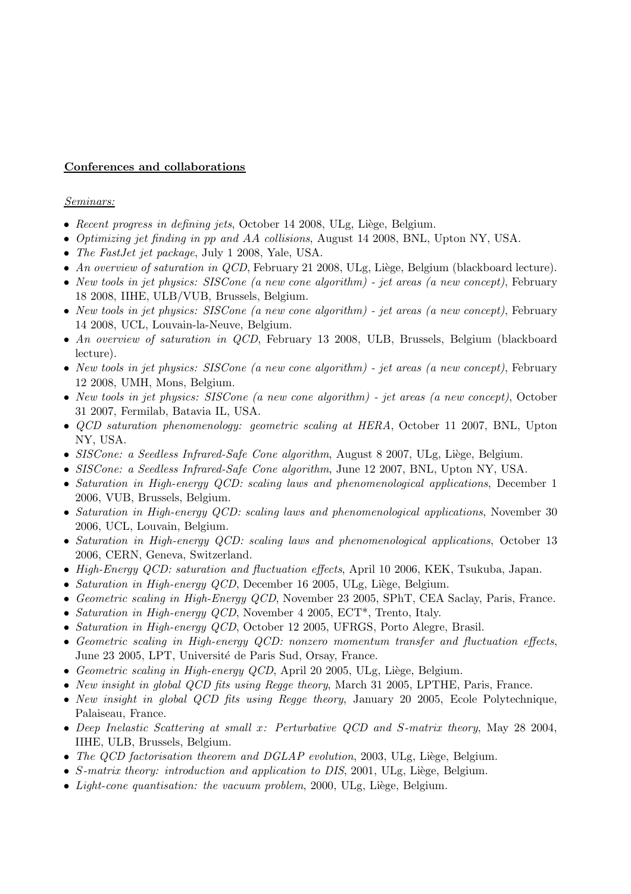**<u>Conferences and collaborations</u>**

*<u>Seminars:</u>*

- *Recent progress in defining jets*, October 14 2008, ULg, Liège, Belgium.
- *Optimizing jet finding in pp and AA collisions*, August 14 2008, BNL, Upton NY, USA.
- *The FastJet jet package*, July 1 2008, Yale, USA.
- *An overview of saturation in QCD*, February 21 2008, ULg, Liège, Belgium (blackboard lecture).
- *New tools in jet physics: SISCone (a new cone algorithm) - jet areas (a new concept)*, February 18 2008, IIHE, ULB/VUB, Brussels, Belgium.
- *New tools in jet physics: SISCone (a new cone algorithm) - jet areas (a new concept)*, February 14 2008, UCL, Louvain-la-Neuve, Belgium.
- *An overview of saturation in QCD*, February 13 2008, ULB, Brussels, Belgium (blackboard lecture).
- *New tools in jet physics: SISCone (a new cone algorithm) - jet areas (a new concept)*, February 12 2008, UMH, Mons, Belgium.
- *New tools in jet physics: SISCone (a new cone algorithm) - jet areas (a new concept)*, October 31 2007, Fermilab, Batavia IL, USA.
- *QCD saturation phenomenology: geometric scaling at HERA*, October 11 2007, BNL, Upton NY, USA.
- *SISCone: a Seedless Infrared-Safe Cone algorithm*, August 8 2007, ULg, Liège, Belgium.
- *SISCone: a Seedless Infrared-Safe Cone algorithm*, June 12 2007, BNL, Upton NY, USA.
- *Saturation in High-energy QCD: scaling laws and phenomenological applications*, December 1 2006, VUB, Brussels, Belgium.
- *Saturation in High-energy QCD: scaling laws and phenomenological applications*, November 30 2006, UCL, Louvain, Belgium.
- *Saturation in High-energy QCD: scaling laws and phenomenological applications*, October 13 2006, CERN, Geneva, Switzerland.
- *High-Energy QCD: saturation and fluctuation effects*, April 10 2006, KEK, Tsukuba, Japan.
- *Saturation in High-energy QCD*, December 16 2005, ULg, Liège, Belgium.
- *Geometric scaling in High-Energy QCD*, November 23 2005, SPhT, CEA Saclay, Paris, France.
- *Saturation in High-energy QCD*, November 4 2005, ECT*, Trento, Italy.
- *Saturation in High-energy QCD*, October 12 2005, UFRGS, Porto Alegre, Brasil.
- *Geometric scaling in High-energy QCD: nonzero momentum transfer and fluctuation effects*, June 23 2005, LPT, Université de Paris Sud, Orsay, France.
- *Geometric scaling in High-energy QCD*, April 20 2005, ULg, Liège, Belgium.
- *New insight in global QCD fits using Regge theory*, March 31 2005, LPTHE, Paris, France.
- *New insight in global QCD fits using Regge theory*, January 20 2005, Ecole Polytechnique, Palaiseau, France.
- *Deep Inelastic Scattering at small x: Perturbative QCD and S-matrix theory*, May 28 2004, IIHE, ULB, Brussels, Belgium.
- *The QCD factorisation theorem and DGLAP evolution*, 2003, ULg, Liège, Belgium.
- *S-matrix theory: introduction and application to DIS*, 2001, ULg, Liège, Belgium.
- *Light-cone quantisation: the vacuum problem*, 2000, ULg, Liège, Belgium.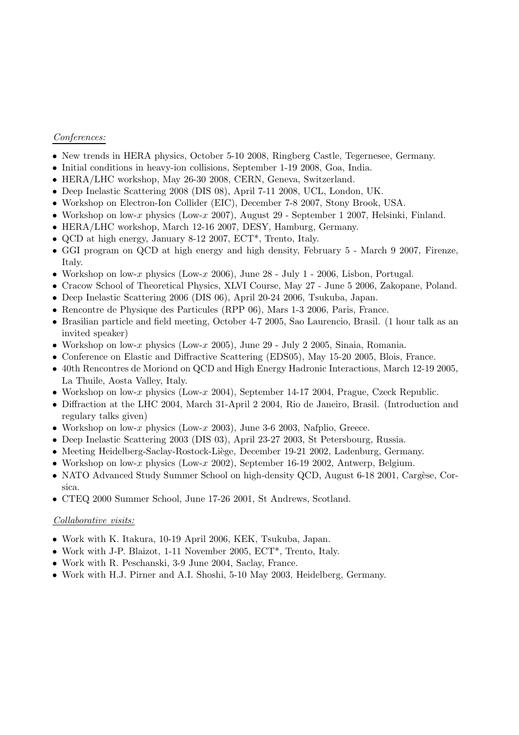*Conferences:*

- New trends in HERA physics, October 5-10 2008, Ringberg Castle, Tegernesee, Germany.
- Initial conditions in heavy-ion collisions, September 1-19 2008, Goa, India.
- HERA/LHC workshop, May 26-30 2008, CERN, Geneva, Switzerland.
- Deep Inelastic Scattering 2008 (DIS 08), April 7-11 2008, UCL, London, UK.
- Workshop on Electron-Ion Collider (EIC), December 7-8 2007, Stony Brook, USA.
- Workshop on low-$x$ physics (Low-$x$ 2007), August 29 - September 1 2007, Helsinki, Finland.
- HERA/LHC workshop, March 12-16 2007, DESY, Hamburg, Germany.
- QCD at high energy, January 8-12 2007, ECT*, Trento, Italy.
- GGI program on QCD at high energy and high density, February 5 - March 9 2007, Firenze, Italy.
- Workshop on low-$x$ physics (Low-$x$ 2006), June 28 - July 1 - 2006, Lisbon, Portugal.
- Cracow School of Theoretical Physics, XLVI Course, May 27 - June 5 2006, Zakopane, Poland.
- Deep Inelastic Scattering 2006 (DIS 06), April 20-24 2006, Tsukuba, Japan.
- Rencontre de Physique des Particules (RPP 06), Mars 1-3 2006, Paris, France.
- Brasilian particle and field meeting, October 4-7 2005, Sao Laurencio, Brasil. (1 hour talk as an invited speaker)
- Workshop on low-$x$ physics (Low-$x$ 2005), June 29 - July 2 2005, Sinaia, Romania.
- Conference on Elastic and Diffractive Scattering (EDS05), May 15-20 2005, Blois, France.
- 40th Rencontres de Moriond on QCD and High Energy Hadronic Interactions, March 12-19 2005, La Thuile, Aosta Valley, Italy.
- Workshop on low-$x$ physics (Low-$x$ 2004), September 14-17 2004, Prague, Czeck Republic.
- Diffraction at the LHC 2004, March 31-April 2 2004, Rio de Janeiro, Brasil. (Introduction and regulary talks given)
- Workshop on low-$x$ physics (Low-$x$ 2003), June 3-6 2003, Nafplio, Greece.
- Deep Inelastic Scattering 2003 (DIS 03), April 23-27 2003, St Petersbourg, Russia.
- Meeting Heidelberg-Saclay-Rostock-Liège, December 19-21 2002, Ladenburg, Germany.
- Workshop on low-$x$ physics (Low-$x$ 2002), September 16-19 2002, Antwerp, Belgium.
- NATO Advanced Study Summer School on high-density QCD, August 6-18 2001, Cargèse, Corsica.
- CTEQ 2000 Summer School, June 17-26 2001, St Andrews, Scotland.

*Collaborative visits:*

- Work with K. Itakura, 10-19 April 2006, KEK, Tsukuba, Japan.
- Work with J-P. Blaizot, 1-11 November 2005, ECT*, Trento, Italy.
- Work with R. Peschanski, 3-9 June 2004, Saclay, France.
- Work with H.J. Pirner and A.I. Shoshi, 5-10 May 2003, Heidelberg, Germany.